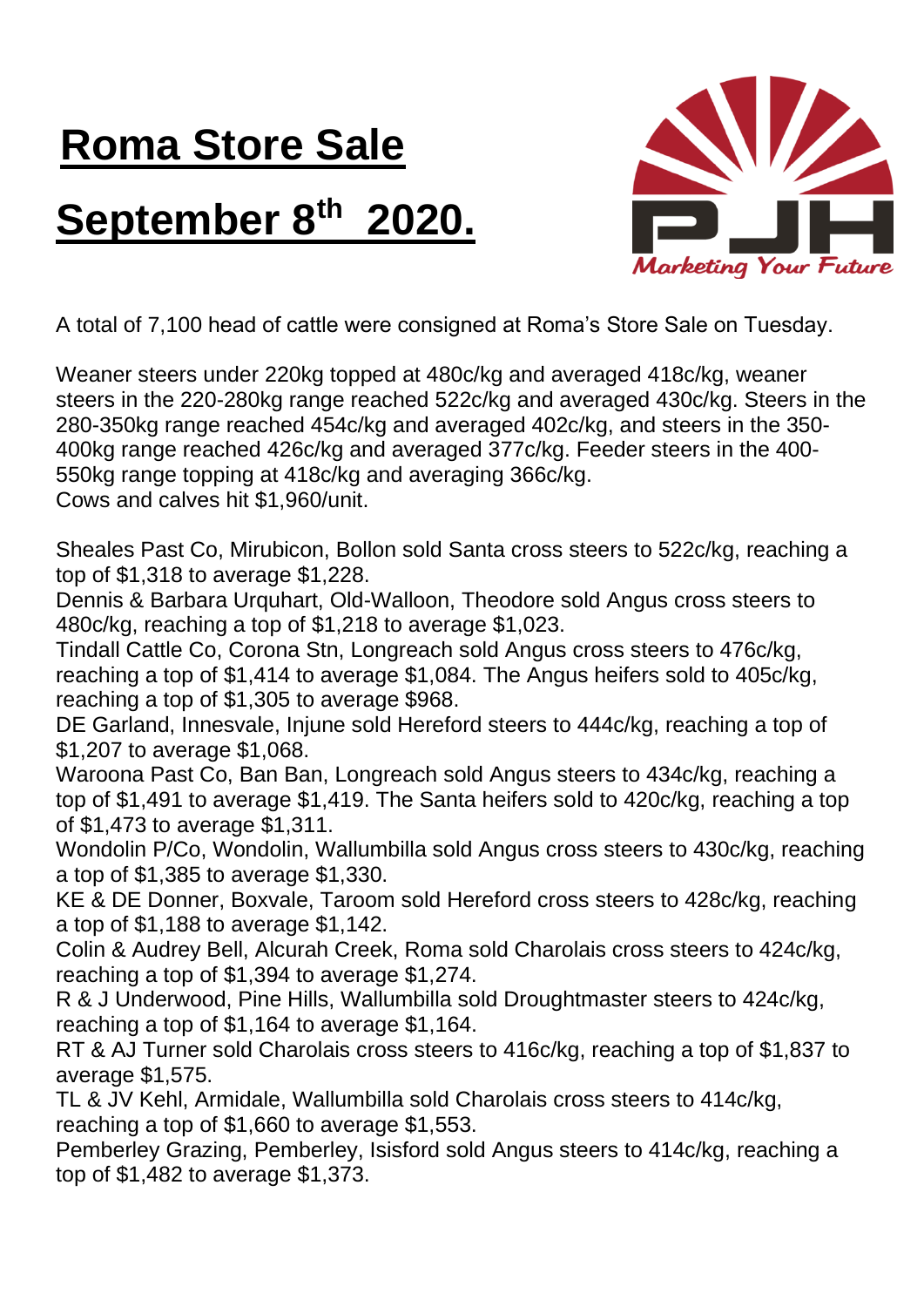# Roma Store Sale

# September 8th 2020.

A total of 7,100 head of cattle were consigned at Roma's Store Sale on Tuesday.

Weaner steers under 220kg topped at 480c/kg and averaged 418c/kg, weaner steers in the 220-280kg range reached 522c/kg and averaged 430c/kg. Steers in the 280-350kg range reached 454c/kg and averaged 402c/kg, and steers in the 350-400kg range reached 426c/kg and averaged 377c/kg. Feeder steers in the 400-550kg range topping at 418c/kg and averaging 366c/kg.
Cows and calves hit $1,960/unit.

Sheales Past Co, Mirubicon, Bollon sold Santa cross steers to 522c/kg, reaching a top of $1,318 to average $1,228.
Dennis & Barbara Urquhart, Old-Walloon, Theodore sold Angus cross steers to 480c/kg, reaching a top of $1,218 to average $1,023.
Tindall Cattle Co, Corona Stn, Longreach sold Angus cross steers to 476c/kg, reaching a top of $1,414 to average $1,084. The Angus heifers sold to 405c/kg, reaching a top of $1,305 to average $968.
DE Garland, Innesvale, Injune sold Hereford steers to 444c/kg, reaching a top of $1,207 to average $1,068.
Waroona Past Co, Ban Ban, Longreach sold Angus steers to 434c/kg, reaching a top of $1,491 to average $1,419. The Santa heifers sold to 420c/kg, reaching a top of $1,473 to average $1,311.
Wondolin P/Co, Wondolin, Wallumbilla sold Angus cross steers to 430c/kg, reaching a top of $1,385 to average $1,330.
KE & DE Donner, Boxvale, Taroom sold Hereford cross steers to 428c/kg, reaching a top of $1,188 to average $1,142.
Colin & Audrey Bell, Alcurah Creek, Roma sold Charolais cross steers to 424c/kg, reaching a top of $1,394 to average $1,274.
R & J Underwood, Pine Hills, Wallumbilla sold Droughtmaster steers to 424c/kg, reaching a top of $1,164 to average $1,164.
RT & AJ Turner sold Charolais cross steers to 416c/kg, reaching a top of $1,837 to average $1,575.
TL & JV Kehl, Armidale, Wallumbilla sold Charolais cross steers to 414c/kg, reaching a top of $1,660 to average $1,553.
Pemberley Grazing, Pemberley, Isisford sold Angus steers to 414c/kg, reaching a top of $1,482 to average $1,373.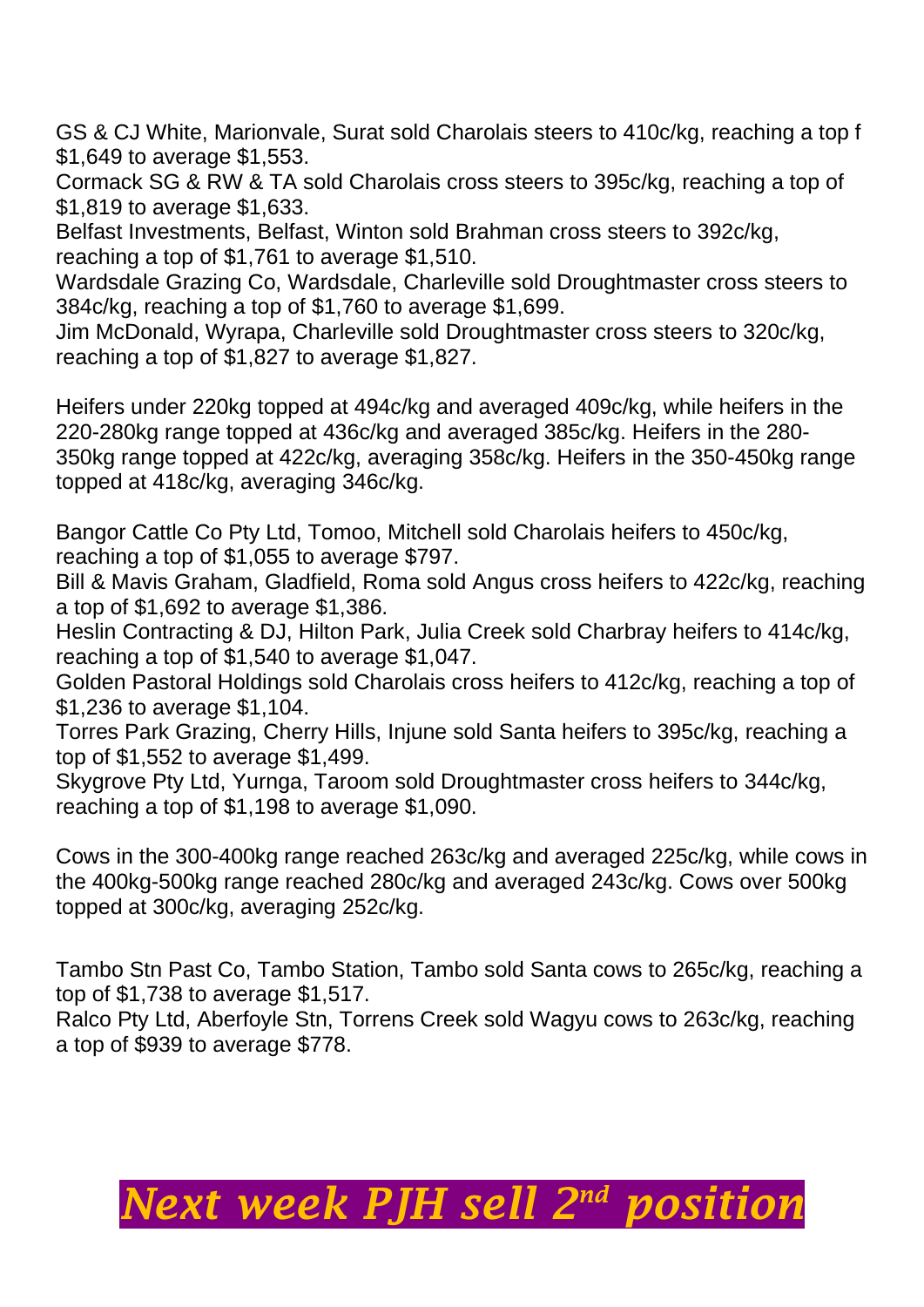GS & CJ White, Marionvale, Surat sold Charolais steers to 410c/kg, reaching a top f $1,649 to average $1,553.
Cormack SG & RW & TA sold Charolais cross steers to 395c/kg, reaching a top of $1,819 to average $1,633.
Belfast Investments, Belfast, Winton sold Brahman cross steers to 392c/kg, reaching a top of $1,761 to average $1,510.
Wardsdale Grazing Co, Wardsdale, Charleville sold Droughtmaster cross steers to 384c/kg, reaching a top of $1,760 to average $1,699.
Jim McDonald, Wyrapa, Charleville sold Droughtmaster cross steers to 320c/kg, reaching a top of $1,827 to average $1,827.

Heifers under 220kg topped at 494c/kg and averaged 409c/kg, while heifers in the 220-280kg range topped at 436c/kg and averaged 385c/kg. Heifers in the 280-350kg range topped at 422c/kg, averaging 358c/kg. Heifers in the 350-450kg range topped at 418c/kg, averaging 346c/kg.

Bangor Cattle Co Pty Ltd, Tomoo, Mitchell sold Charolais heifers to 450c/kg, reaching a top of $1,055 to average $797.
Bill & Mavis Graham, Gladfield, Roma sold Angus cross heifers to 422c/kg, reaching a top of $1,692 to average $1,386.
Heslin Contracting & DJ, Hilton Park, Julia Creek sold Charbray heifers to 414c/kg, reaching a top of $1,540 to average $1,047.
Golden Pastoral Holdings sold Charolais cross heifers to 412c/kg, reaching a top of $1,236 to average $1,104.
Torres Park Grazing, Cherry Hills, Injune sold Santa heifers to 395c/kg, reaching a top of $1,552 to average $1,499.
Skygrove Pty Ltd, Yurnga, Taroom sold Droughtmaster cross heifers to 344c/kg, reaching a top of $1,198 to average $1,090.

Cows in the 300-400kg range reached 263c/kg and averaged 225c/kg, while cows in the 400kg-500kg range reached 280c/kg and averaged 243c/kg. Cows over 500kg topped at 300c/kg, averaging 252c/kg.

Tambo Stn Past Co, Tambo Station, Tambo sold Santa cows to 265c/kg, reaching a top of $1,738 to average $1,517.
Ralco Pty Ltd, Aberfoyle Stn, Torrens Creek sold Wagyu cows to 263c/kg, reaching a top of $939 to average $778.

***Next week PJH sell 2nd position***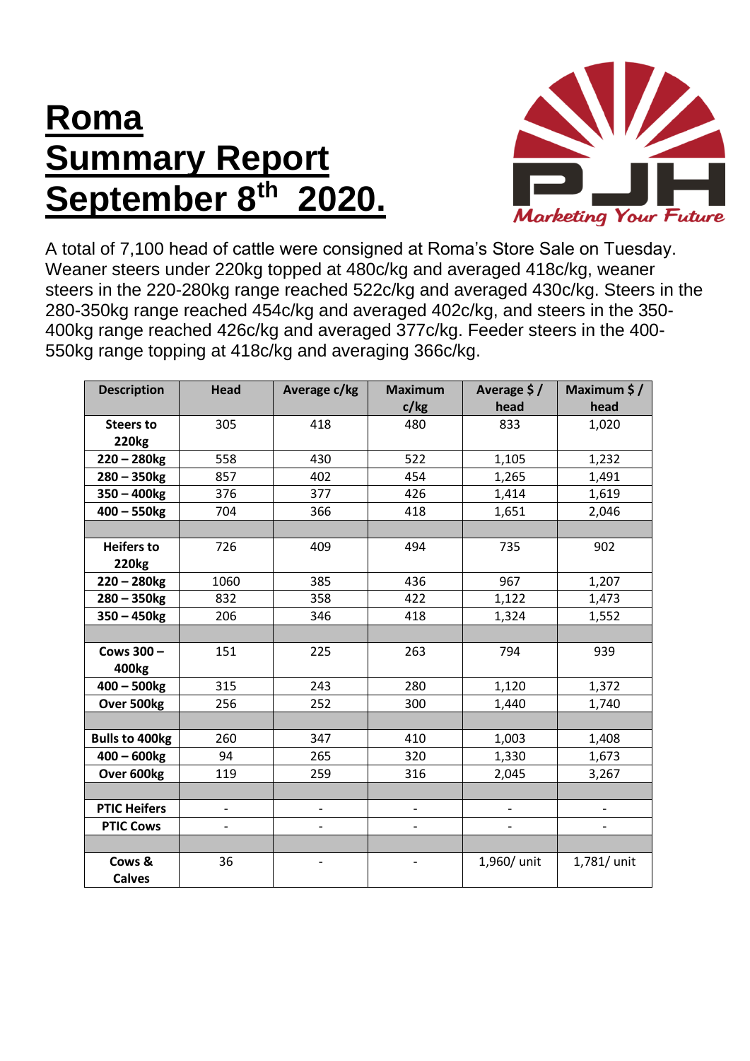# Roma Summary Report September 8th 2020.

Marketing Your Future

A total of 7,100 head of cattle were consigned at Roma's Store Sale on Tuesday. Weaner steers under 220kg topped at 480c/kg and averaged 418c/kg, weaner steers in the 220-280kg range reached 522c/kg and averaged 430c/kg. Steers in the 280-350kg range reached 454c/kg and averaged 402c/kg, and steers in the 350-400kg range reached 426c/kg and averaged 377c/kg. Feeder steers in the 400-550kg range topping at 418c/kg and averaging 366c/kg.

| Description | Head | Average c/kg | Maximum c/kg | Average $ / head | Maximum $ / head |
|---|---|---|---|---|---|
| **Steers to 220kg** | 305 | 418 | 480 | 833 | 1,020 |
| **220 – 280kg** | 558 | 430 | 522 | 1,105 | 1,232 |
| **280 – 350kg** | 857 | 402 | 454 | 1,265 | 1,491 |
| **350 – 400kg** | 376 | 377 | 426 | 1,414 | 1,619 |
| **400 – 550kg** | 704 | 366 | 418 | 1,651 | 2,046 |
| | | | | | |
| **Heifers to 220kg** | 726 | 409 | 494 | 735 | 902 |
| **220 – 280kg** | 1060 | 385 | 436 | 967 | 1,207 |
| **280 – 350kg** | 832 | 358 | 422 | 1,122 | 1,473 |
| **350 – 450kg** | 206 | 346 | 418 | 1,324 | 1,552 |
| | | | | | |
| **Cows 300 – 400kg** | 151 | 225 | 263 | 794 | 939 |
| **400 – 500kg** | 315 | 243 | 280 | 1,120 | 1,372 |
| **Over 500kg** | 256 | 252 | 300 | 1,440 | 1,740 |
| | | | | | |
| **Bulls to 400kg** | 260 | 347 | 410 | 1,003 | 1,408 |
| **400 – 600kg** | 94 | 265 | 320 | 1,330 | 1,673 |
| **Over 600kg** | 119 | 259 | 316 | 2,045 | 3,267 |
| | | | | | |
| **PTIC Heifers** | - | - | - | - | - |
| **PTIC Cows** | - | - | - | - | - |
| | | | | | |
| **Cows & Calves** | 36 | - | - | 1,960/ unit | 1,781/ unit |